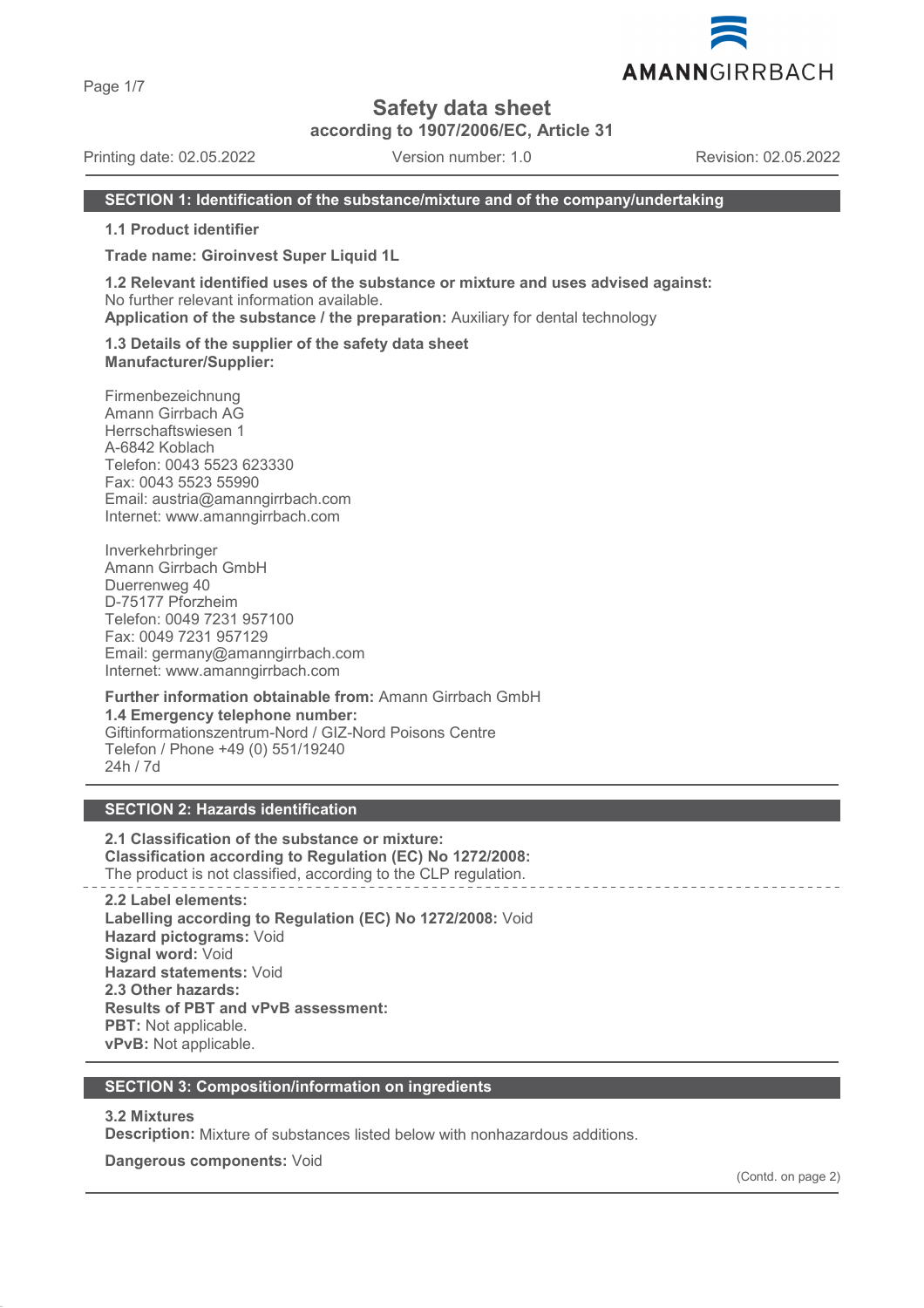# Safety data sheet

**according to 1907/2006/EC, Article 31**

Printing date: 02.05.2022 Version number: 1.0 Revision: 02.05.2022

## SECTION 1: Identification of the substance/mixture and of the company/undertaking

**1.1 Product identifier**

**Trade name: Giroinvest Super Liquid 1L**

**1.2 Relevant identified uses of the substance or mixture and uses advised against:**
No further relevant information available.
**Application of the substance / the preparation:** Auxiliary for dental technology

**1.3 Details of the supplier of the safety data sheet**
**Manufacturer/Supplier:**

Firmenbezeichnung
Amann Girrbach AG
Herrschaftswiesen 1
A-6842 Koblach
Telefon: 0043 5523 623330
Fax: 0043 5523 55990
Email: austria@amanngirrbach.com
Internet: www.amanngirrbach.com

Inverkehrbringer
Amann Girrbach GmbH
Duerrenweg 40
D-75177 Pforzheim
Telefon: 0049 7231 957100
Fax: 0049 7231 957129
Email: germany@amanngirrbach.com
Internet: www.amanngirrbach.com

**Further information obtainable from:** Amann Girrbach GmbH
**1.4 Emergency telephone number:**
Giftinformationszentrum-Nord / GIZ-Nord Poisons Centre
Telefon / Phone +49 (0) 551/19240
24h / 7d

## SECTION 2: Hazards identification

**2.1 Classification of the substance or mixture:**
**Classification according to Regulation (EC) No 1272/2008:**
The product is not classified, according to the CLP regulation.

**2.2 Label elements:**
**Labelling according to Regulation (EC) No 1272/2008:** Void
**Hazard pictograms:** Void
**Signal word:** Void
**Hazard statements:** Void
**2.3 Other hazards:**
**Results of PBT and vPvB assessment:**
**PBT:** Not applicable.
**vPvB:** Not applicable.

## SECTION 3: Composition/information on ingredients

**3.2 Mixtures**
**Description:** Mixture of substances listed below with nonhazardous additions.

**Dangerous components:** Void

(Contd. on page 2)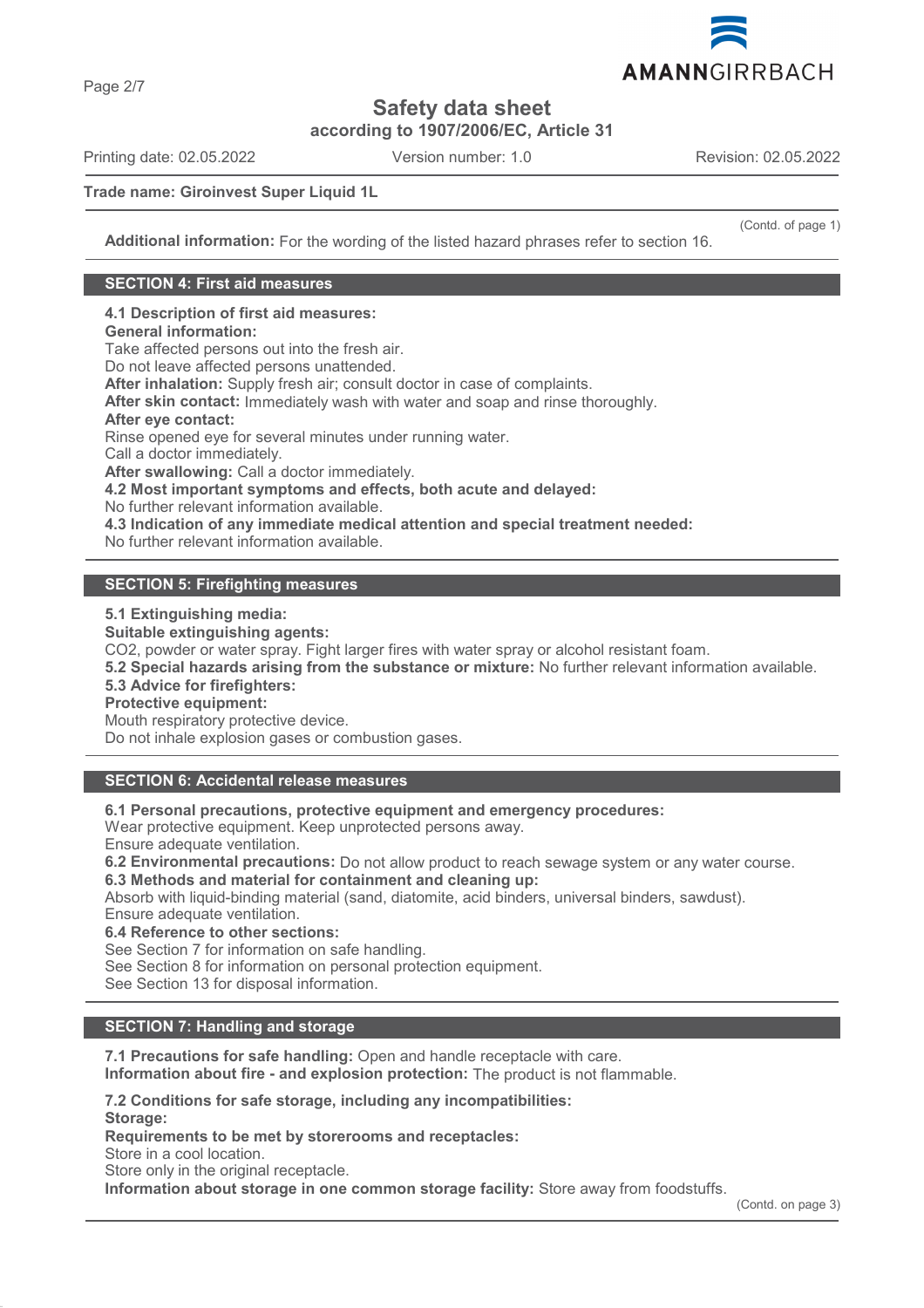**Safety data sheet**

**according to 1907/2006/EC, Article 31**

Printing date: 02.05.2022 | Version number: 1.0 | Revision: 02.05.2022

**Trade name: Giroinvest Super Liquid 1L**

(Contd. of page 1)

**Additional information:** For the wording of the listed hazard phrases refer to section 16.

## SECTION 4: First aid measures

**4.1 Description of first aid measures:**
**General information:**
Take affected persons out into the fresh air.
Do not leave affected persons unattended.
**After inhalation:** Supply fresh air; consult doctor in case of complaints.
**After skin contact:** Immediately wash with water and soap and rinse thoroughly.
**After eye contact:**
Rinse opened eye for several minutes under running water.
Call a doctor immediately.
**After swallowing:** Call a doctor immediately.
**4.2 Most important symptoms and effects, both acute and delayed:**
No further relevant information available.
**4.3 Indication of any immediate medical attention and special treatment needed:**
No further relevant information available.

## SECTION 5: Firefighting measures

**5.1 Extinguishing media:**
**Suitable extinguishing agents:**
$CO_2$, powder or water spray. Fight larger fires with water spray or alcohol resistant foam.
**5.2 Special hazards arising from the substance or mixture:** No further relevant information available.
**5.3 Advice for firefighters:**
**Protective equipment:**
Mouth respiratory protective device.
Do not inhale explosion gases or combustion gases.

## SECTION 6: Accidental release measures

**6.1 Personal precautions, protective equipment and emergency procedures:**
Wear protective equipment. Keep unprotected persons away.
Ensure adequate ventilation.
**6.2 Environmental precautions:** Do not allow product to reach sewage system or any water course.
**6.3 Methods and material for containment and cleaning up:**
Absorb with liquid-binding material (sand, diatomite, acid binders, universal binders, sawdust).
Ensure adequate ventilation.
**6.4 Reference to other sections:**
See Section 7 for information on safe handling.
See Section 8 for information on personal protection equipment.
See Section 13 for disposal information.

## SECTION 7: Handling and storage

**7.1 Precautions for safe handling:** Open and handle receptacle with care.
**Information about fire - and explosion protection:** The product is not flammable.

**7.2 Conditions for safe storage, including any incompatibilities:**
**Storage:**
**Requirements to be met by storerooms and receptacles:**
Store in a cool location.
Store only in the original receptacle.
**Information about storage in one common storage facility:** Store away from foodstuffs.

(Contd. on page 3)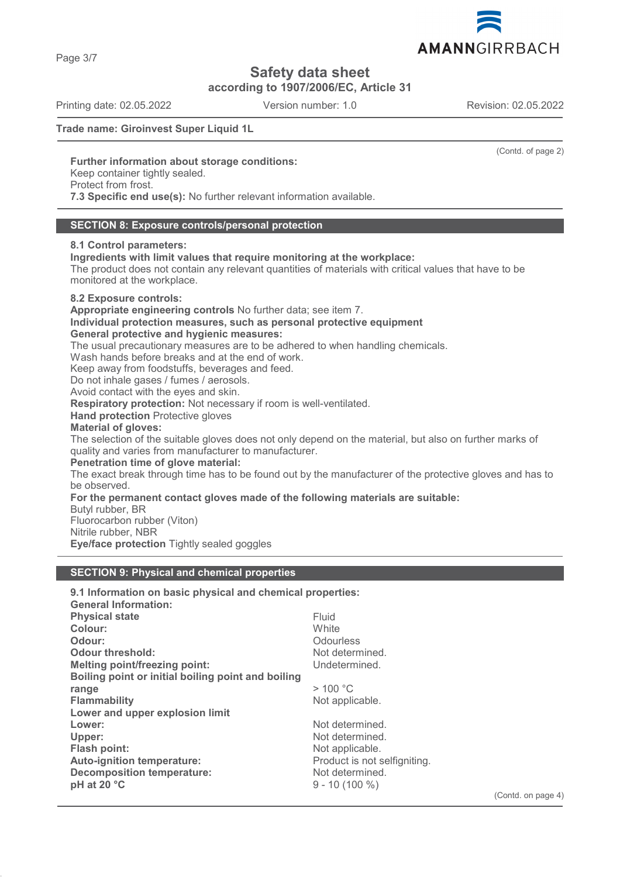# Safety data sheet
according to 1907/2006/EC, Article 31

Printing date: 02.05.2022 | Version number: 1.0 | Revision: 02.05.2022

**Trade name: Giroinvest Super Liquid 1L**

(Contd. of page 2)

**Further information about storage conditions:**
Keep container tightly sealed.
Protect from frost.
**7.3 Specific end use(s):** No further relevant information available.

## SECTION 8: Exposure controls/personal protection

**8.1 Control parameters:**
**Ingredients with limit values that require monitoring at the workplace:**
The product does not contain any relevant quantities of materials with critical values that have to be monitored at the workplace.

**8.2 Exposure controls:**
**Appropriate engineering controls** No further data; see item 7.
**Individual protection measures, such as personal protective equipment**
**General protective and hygienic measures:**
The usual precautionary measures are to be adhered to when handling chemicals.
Wash hands before breaks and at the end of work.
Keep away from foodstuffs, beverages and feed.
Do not inhale gases / fumes / aerosols.
Avoid contact with the eyes and skin.
**Respiratory protection:** Not necessary if room is well-ventilated.
**Hand protection** Protective gloves
**Material of gloves:**
The selection of the suitable gloves does not only depend on the material, but also on further marks of quality and varies from manufacturer to manufacturer.
**Penetration time of glove material:**
The exact break through time has to be found out by the manufacturer of the protective gloves and has to be observed.
**For the permanent contact gloves made of the following materials are suitable:**
Butyl rubber, BR
Fluorocarbon rubber (Viton)
Nitrile rubber, NBR
**Eye/face protection** Tightly sealed goggles

## SECTION 9: Physical and chemical properties

**9.1 Information on basic physical and chemical properties:**
**General Information:**

| | |
|---|---|
| **Physical state** | Fluid |
| **Colour:** | White |
| **Odour:** | Odourless |
| **Odour threshold:** | Not determined. |
| **Melting point/freezing point:** | Undetermined. |
| **Boiling point or initial boiling point and boiling range** | > 100 °C |
| **Flammability** | Not applicable. |
| **Lower and upper explosion limit** | |
| **Lower:** | Not determined. |
| **Upper:** | Not determined. |
| **Flash point:** | Not applicable. |
| **Auto-ignition temperature:** | Product is not selfigniting. |
| **Decomposition temperature:** | Not determined. |
| **pH at 20 °C** | 9 - 10 (100 %) |

(Contd. on page 4)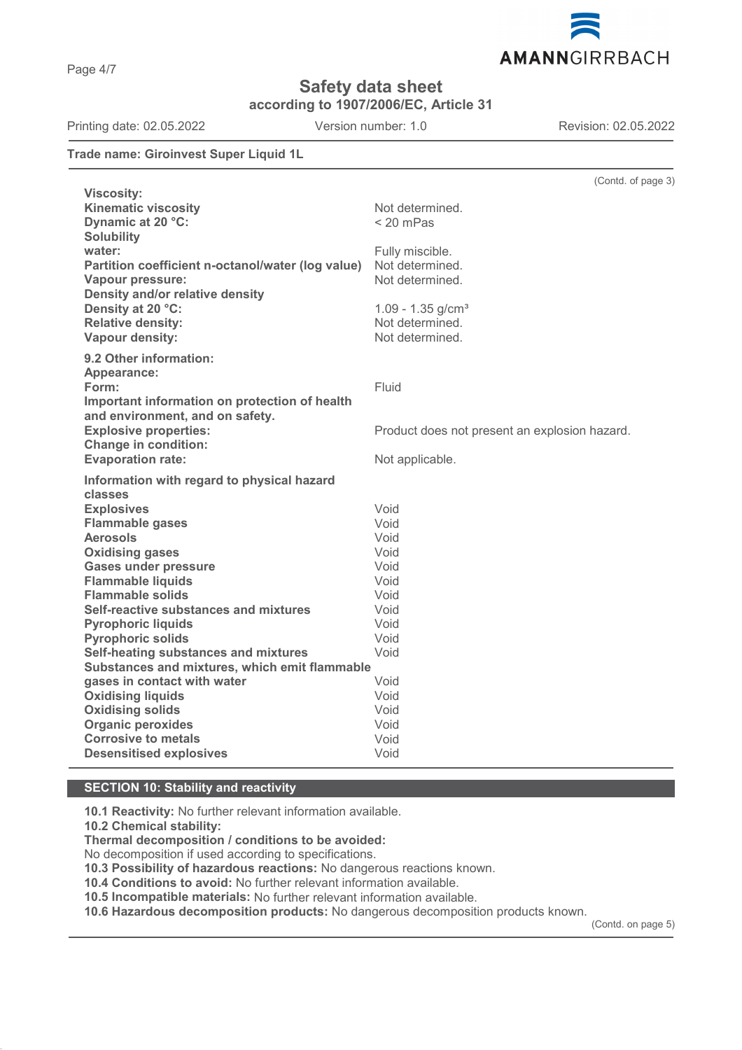**Trade name: Giroinvest Super Liquid 1L**

(Contd. of page 3)

| | |
|---|---|
| **Viscosity:** | |
| **Kinematic viscosity** | Not determined. |
| **Dynamic at 20 °C:** | < 20 mPas |
| **Solubility** | |
| **water:** | Fully miscible. |
| **Partition coefficient n-octanol/water (log value)** | Not determined. |
| **Vapour pressure:** | Not determined. |
| **Density and/or relative density** | |
| **Density at 20 °C:** | 1.09 - 1.35 g/cm³ |
| **Relative density:** | Not determined. |
| **Vapour density:** | Not determined. |
| **9.2 Other information:** | |
| **Appearance:** | |
| **Form:** | Fluid |
| **Important information on protection of health and environment, and on safety.** | |
| **Explosive properties:** | Product does not present an explosion hazard. |
| **Change in condition:** | |
| **Evaporation rate:** | Not applicable. |
| **Information with regard to physical hazard classes** | |
| **Explosives** | Void |
| **Flammable gases** | Void |
| **Aerosols** | Void |
| **Oxidising gases** | Void |
| **Gases under pressure** | Void |
| **Flammable liquids** | Void |
| **Flammable solids** | Void |
| **Self-reactive substances and mixtures** | Void |
| **Pyrophoric liquids** | Void |
| **Pyrophoric solids** | Void |
| **Self-heating substances and mixtures** | Void |
| **Substances and mixtures, which emit flammable gases in contact with water** | Void |
| **Oxidising liquids** | Void |
| **Oxidising solids** | Void |
| **Organic peroxides** | Void |
| **Corrosive to metals** | Void |
| **Desensitised explosives** | Void |

## SECTION 10: Stability and reactivity

**10.1 Reactivity:** No further relevant information available.
**10.2 Chemical stability:**
**Thermal decomposition / conditions to be avoided:**
No decomposition if used according to specifications.
**10.3 Possibility of hazardous reactions:** No dangerous reactions known.
**10.4 Conditions to avoid:** No further relevant information available.
**10.5 Incompatible materials:** No further relevant information available.
**10.6 Hazardous decomposition products:** No dangerous decomposition products known.

(Contd. on page 5)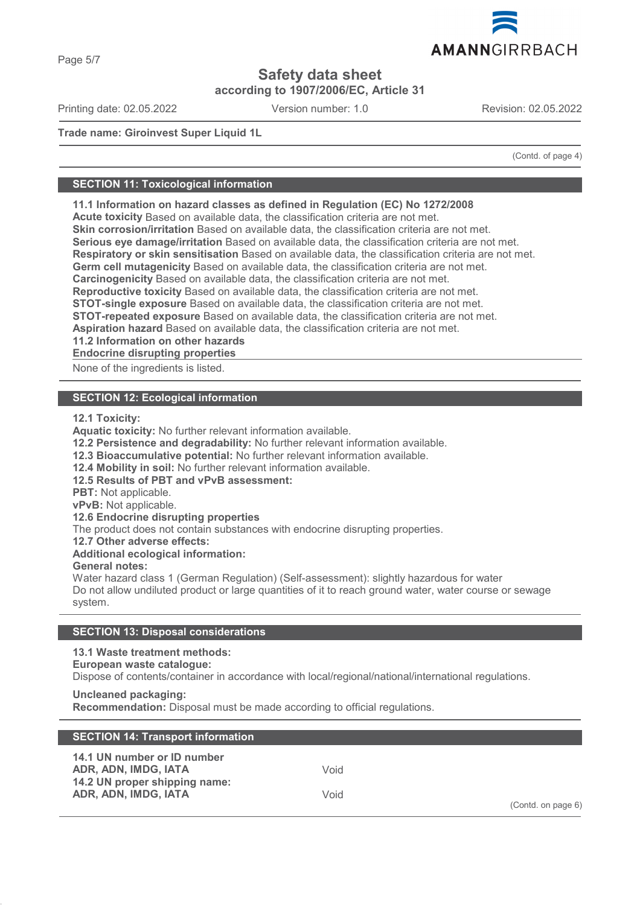(Contd. of page 4)

## SECTION 11: Toxicological information

**11.1 Information on hazard classes as defined in Regulation (EC) No 1272/2008**
**Acute toxicity** Based on available data, the classification criteria are not met.
**Skin corrosion/irritation** Based on available data, the classification criteria are not met.
**Serious eye damage/irritation** Based on available data, the classification criteria are not met.
**Respiratory or skin sensitisation** Based on available data, the classification criteria are not met.
**Germ cell mutagenicity** Based on available data, the classification criteria are not met.
**Carcinogenicity** Based on available data, the classification criteria are not met.
**Reproductive toxicity** Based on available data, the classification criteria are not met.
**STOT-single exposure** Based on available data, the classification criteria are not met.
**STOT-repeated exposure** Based on available data, the classification criteria are not met.
**Aspiration hazard** Based on available data, the classification criteria are not met.
**11.2 Information on other hazards**
**Endocrine disrupting properties**

None of the ingredients is listed.

## SECTION 12: Ecological information

**12.1 Toxicity:**
**Aquatic toxicity:** No further relevant information available.
**12.2 Persistence and degradability:** No further relevant information available.
**12.3 Bioaccumulative potential:** No further relevant information available.
**12.4 Mobility in soil:** No further relevant information available.
**12.5 Results of PBT and vPvB assessment:**
**PBT:** Not applicable.
**vPvB:** Not applicable.
**12.6 Endocrine disrupting properties**
The product does not contain substances with endocrine disrupting properties.
**12.7 Other adverse effects:**
**Additional ecological information:**
**General notes:**
Water hazard class 1 (German Regulation) (Self-assessment): slightly hazardous for water
Do not allow undiluted product or large quantities of it to reach ground water, water course or sewage system.

## SECTION 13: Disposal considerations

**13.1 Waste treatment methods:**
**European waste catalogue:**
Dispose of contents/container in accordance with local/regional/national/international regulations.

**Uncleaned packaging:**
**Recommendation:** Disposal must be made according to official regulations.

## SECTION 14: Transport information

| | |
|---|---|
| **14.1 UN number or ID number** | |
| **ADR, ADN, IMDG, IATA** | Void |
| **14.2 UN proper shipping name:** | |
| **ADR, ADN, IMDG, IATA** | Void |

(Contd. on page 6)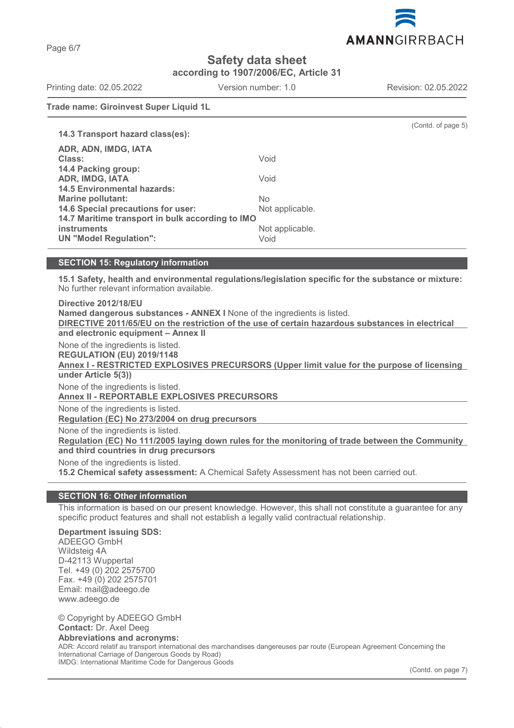(Contd. of page 5)

**14.3 Transport hazard class(es):**

| | |
|---|---|
| **ADR, ADN, IMDG, IATA** | |
| **Class:** | Void |
| **14.4 Packing group:** | |
| **ADR, IMDG, IATA** | Void |
| **14.5 Environmental hazards:** | |
| **Marine pollutant:** | No |
| **14.6 Special precautions for user:** | Not applicable. |
| **14.7 Maritime transport in bulk according to IMO instruments** | Not applicable. |
| **UN "Model Regulation":** | Void |

## SECTION 15: Regulatory information

**15.1 Safety, health and environmental regulations/legislation specific for the substance or mixture:** No further relevant information available.

**Directive 2012/18/EU**

**Named dangerous substances - ANNEX I** None of the ingredients is listed.

**DIRECTIVE 2011/65/EU on the restriction of the use of certain hazardous substances in electrical and electronic equipment – Annex II**

None of the ingredients is listed.

**REGULATION (EU) 2019/1148**

**Annex I - RESTRICTED EXPLOSIVES PRECURSORS (Upper limit value for the purpose of licensing under Article 5(3))**

None of the ingredients is listed.

**Annex II - REPORTABLE EXPLOSIVES PRECURSORS**

None of the ingredients is listed.

**Regulation (EC) No 273/2004 on drug precursors**

None of the ingredients is listed.

**Regulation (EC) No 111/2005 laying down rules for the monitoring of trade between the Community and third countries in drug precursors**

None of the ingredients is listed.

**15.2 Chemical safety assessment:** A Chemical Safety Assessment has not been carried out.

## SECTION 16: Other information

This information is based on our present knowledge. However, this shall not constitute a guarantee for any specific product features and shall not establish a legally valid contractual relationship.

**Department issuing SDS:**
ADEEGO GmbH
Wildsteig 4A
D-42113 Wuppertal
Tel. +49 (0) 202 2575700
Fax. +49 (0) 202 2575701
Email: mail@adeego.de
www.adeego.de

© Copyright by ADEEGO GmbH
**Contact:** Dr. Axel Deeg
**Abbreviations and acronyms:**
ADR: Accord relatif au transport international des marchandises dangereuses par route (European Agreement Concerning the International Carriage of Dangerous Goods by Road)
IMDG: International Maritime Code for Dangerous Goods

(Contd. on page 7)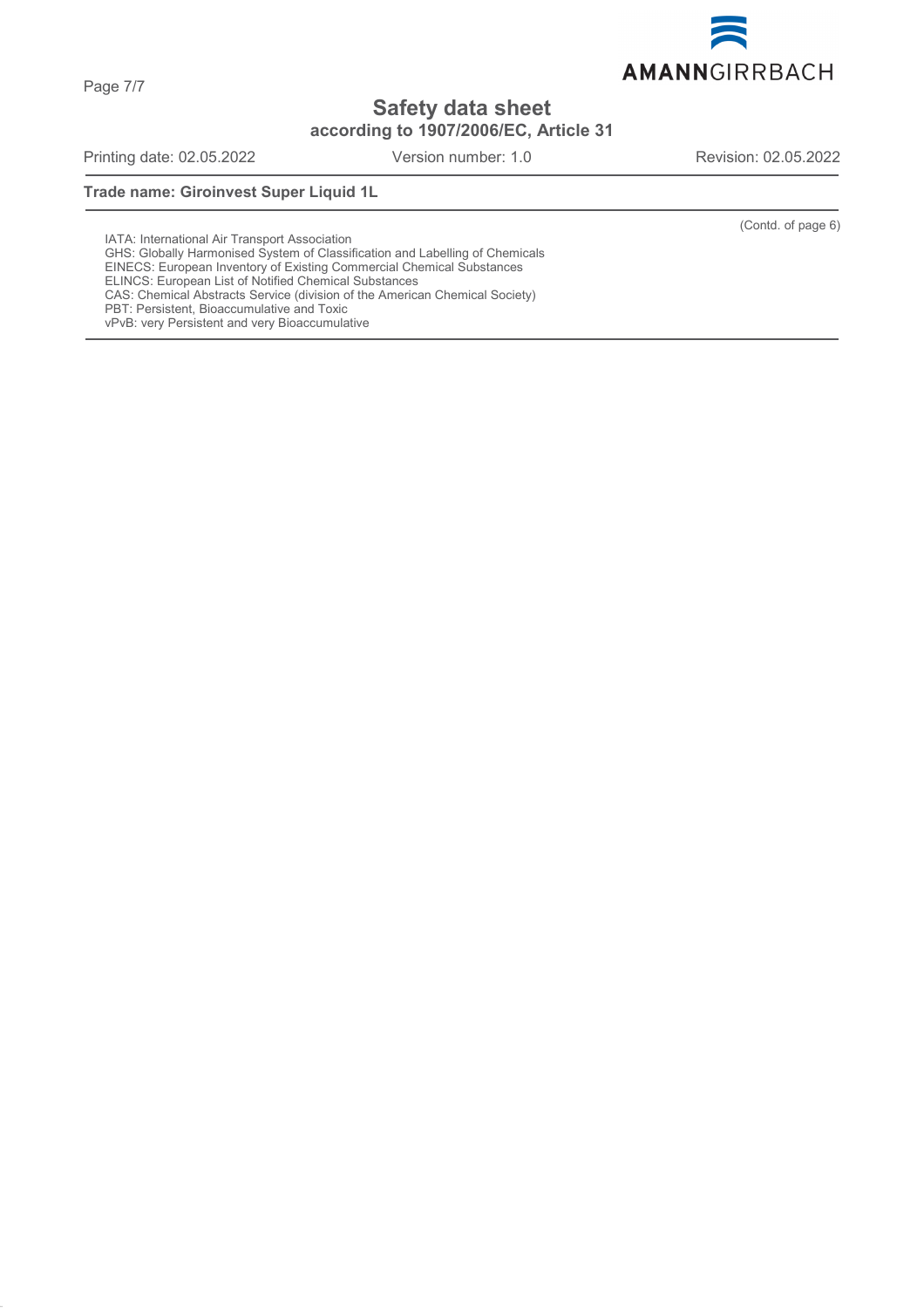(Contd. of page 6)

IATA: International Air Transport Association
GHS: Globally Harmonised System of Classification and Labelling of Chemicals
EINECS: European Inventory of Existing Commercial Chemical Substances
ELINCS: European List of Notified Chemical Substances
CAS: Chemical Abstracts Service (division of the American Chemical Society)
PBT: Persistent, Bioaccumulative and Toxic
vPvB: very Persistent and very Bioaccumulative